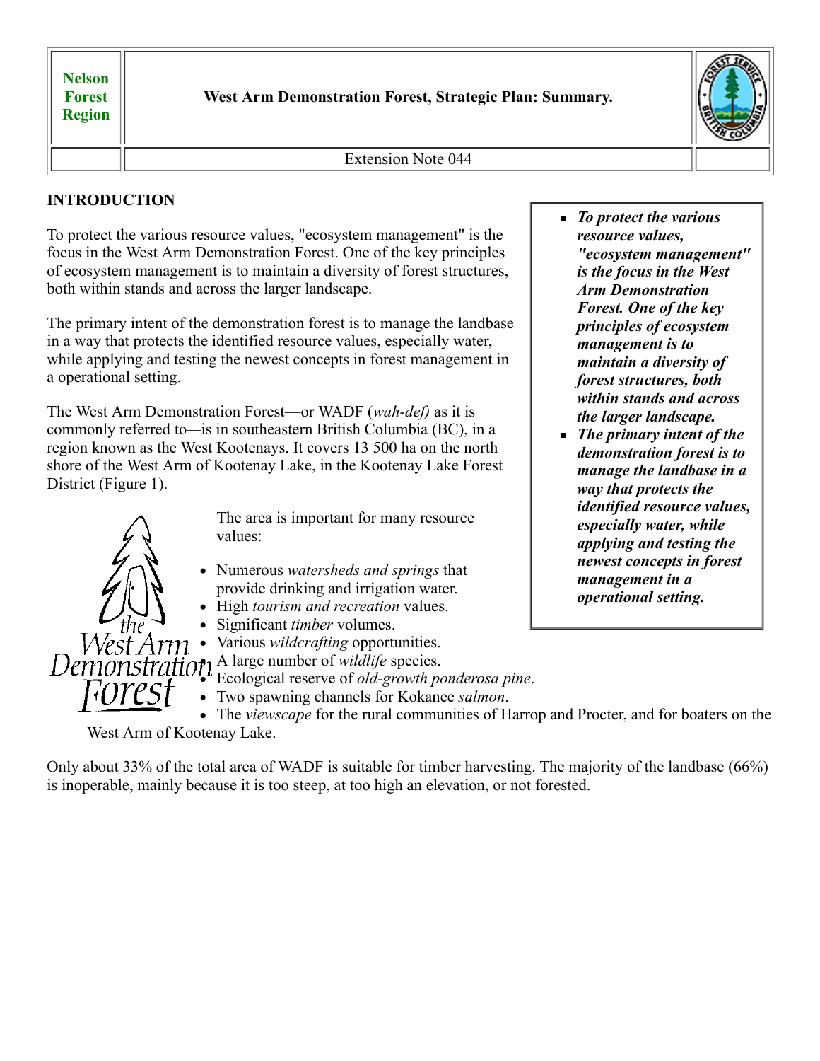| Nelson Forest Region | West Arm Demonstration Forest, Strategic Plan: Summary. | |
|---|---|---|
| | Extension Note 044 | |

## INTRODUCTION

To protect the various resource values, "ecosystem management" is the focus in the West Arm Demonstration Forest. One of the key principles of ecosystem management is to maintain a diversity of forest structures, both within stands and across the larger landscape.

The primary intent of the demonstration forest is to manage the landbase in a way that protects the identified resource values, especially water, while applying and testing the newest concepts in forest management in a operational setting.

> - ***To protect the various resource values, "ecosystem management" is the focus in the West Arm Demonstration Forest. One of the key principles of ecosystem management is to maintain a diversity of forest structures, both within stands and across the larger landscape.***
> - ***The primary intent of the demonstration forest is to manage the landbase in a way that protects the identified resource values, especially water, while applying and testing the newest concepts in forest management in a operational setting.***

The West Arm Demonstration Forest—or WADF (*wah-def)* as it is commonly referred to—is in southeastern British Columbia (BC), in a region known as the West Kootenays. It covers 13 500 ha on the north shore of the West Arm of Kootenay Lake, in the Kootenay Lake Forest District (Figure 1).

The area is important for many resource values:

- Numerous *watersheds and springs* that provide drinking and irrigation water.
- High *tourism and recreation* values.
- Significant *timber* volumes.
- Various *wildcrafting* opportunities.
- A large number of *wildlife* species.
- Ecological reserve of *old-growth ponderosa pine*.
- Two spawning channels for Kokanee *salmon*.
- The *viewscape* for the rural communities of Harrop and Procter, and for boaters on the West Arm of Kootenay Lake.

Only about 33% of the total area of WADF is suitable for timber harvesting. The majority of the landbase (66%) is inoperable, mainly because it is too steep, at too high an elevation, or not forested.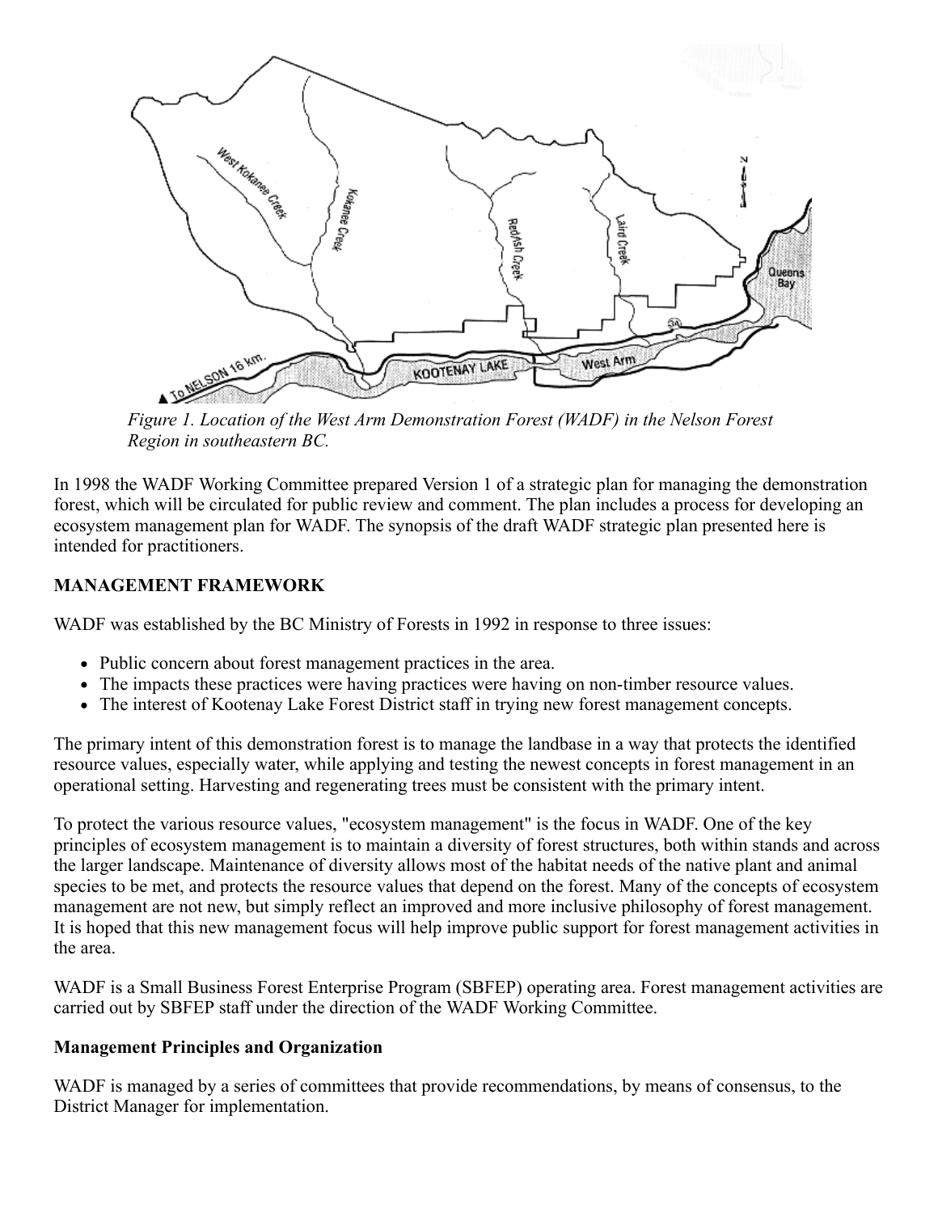*Figure 1. Location of the West Arm Demonstration Forest (WADF) in the Nelson Forest Region in southeastern BC.*

In 1998 the WADF Working Committee prepared Version 1 of a strategic plan for managing the demonstration forest, which will be circulated for public review and comment. The plan includes a process for developing an ecosystem management plan for WADF. The synopsis of the draft WADF strategic plan presented here is intended for practitioners.

## MANAGEMENT FRAMEWORK

WADF was established by the BC Ministry of Forests in 1992 in response to three issues:

- Public concern about forest management practices in the area.
- The impacts these practices were having practices were having on non-timber resource values.
- The interest of Kootenay Lake Forest District staff in trying new forest management concepts.

The primary intent of this demonstration forest is to manage the landbase in a way that protects the identified resource values, especially water, while applying and testing the newest concepts in forest management in an operational setting. Harvesting and regenerating trees must be consistent with the primary intent.

To protect the various resource values, "ecosystem management" is the focus in WADF. One of the key principles of ecosystem management is to maintain a diversity of forest structures, both within stands and across the larger landscape. Maintenance of diversity allows most of the habitat needs of the native plant and animal species to be met, and protects the resource values that depend on the forest. Many of the concepts of ecosystem management are not new, but simply reflect an improved and more inclusive philosophy of forest management. It is hoped that this new management focus will help improve public support for forest management activities in the area.

WADF is a Small Business Forest Enterprise Program (SBFEP) operating area. Forest management activities are carried out by SBFEP staff under the direction of the WADF Working Committee.

### Management Principles and Organization

WADF is managed by a series of committees that provide recommendations, by means of consensus, to the District Manager for implementation.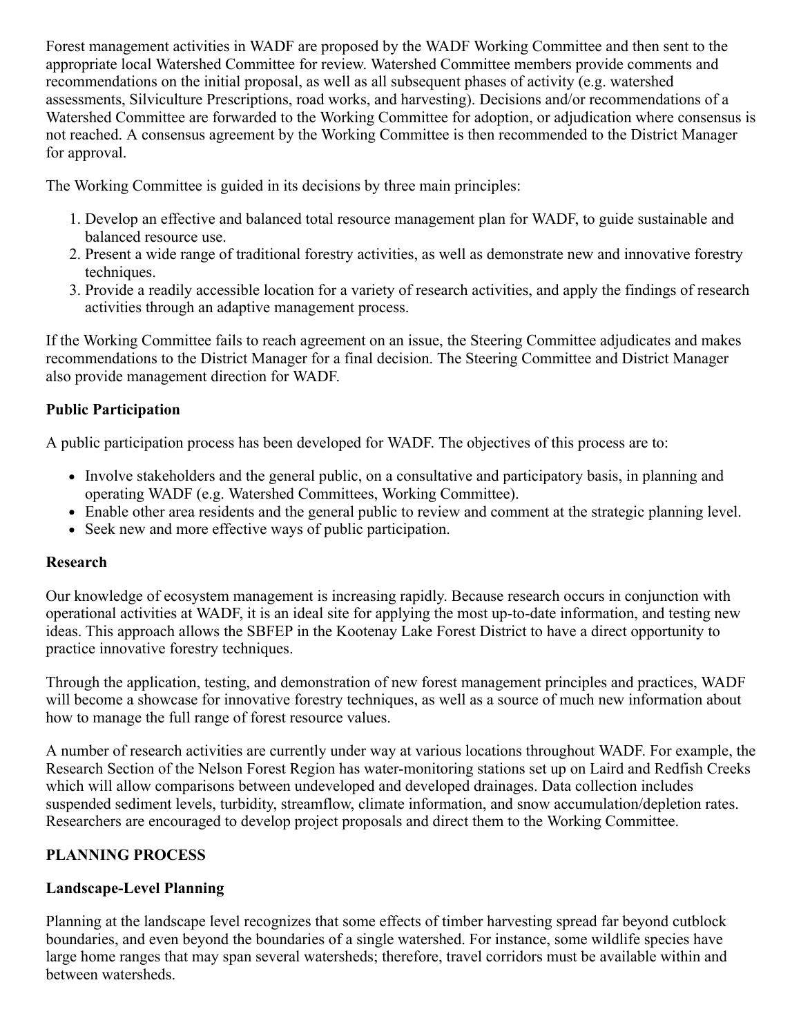Forest management activities in WADF are proposed by the WADF Working Committee and then sent to the appropriate local Watershed Committee for review. Watershed Committee members provide comments and recommendations on the initial proposal, as well as all subsequent phases of activity (e.g. watershed assessments, Silviculture Prescriptions, road works, and harvesting). Decisions and/or recommendations of a Watershed Committee are forwarded to the Working Committee for adoption, or adjudication where consensus is not reached. A consensus agreement by the Working Committee is then recommended to the District Manager for approval.

The Working Committee is guided in its decisions by three main principles:

1. Develop an effective and balanced total resource management plan for WADF, to guide sustainable and balanced resource use.
2. Present a wide range of traditional forestry activities, as well as demonstrate new and innovative forestry techniques.
3. Provide a readily accessible location for a variety of research activities, and apply the findings of research activities through an adaptive management process.

If the Working Committee fails to reach agreement on an issue, the Steering Committee adjudicates and makes recommendations to the District Manager for a final decision. The Steering Committee and District Manager also provide management direction for WADF.

**Public Participation**

A public participation process has been developed for WADF. The objectives of this process are to:

- Involve stakeholders and the general public, on a consultative and participatory basis, in planning and operating WADF (e.g. Watershed Committees, Working Committee).
- Enable other area residents and the general public to review and comment at the strategic planning level.
- Seek new and more effective ways of public participation.

**Research**

Our knowledge of ecosystem management is increasing rapidly. Because research occurs in conjunction with operational activities at WADF, it is an ideal site for applying the most up-to-date information, and testing new ideas. This approach allows the SBFEP in the Kootenay Lake Forest District to have a direct opportunity to practice innovative forestry techniques.

Through the application, testing, and demonstration of new forest management principles and practices, WADF will become a showcase for innovative forestry techniques, as well as a source of much new information about how to manage the full range of forest resource values.

A number of research activities are currently under way at various locations throughout WADF. For example, the Research Section of the Nelson Forest Region has water-monitoring stations set up on Laird and Redfish Creeks which will allow comparisons between undeveloped and developed drainages. Data collection includes suspended sediment levels, turbidity, streamflow, climate information, and snow accumulation/depletion rates. Researchers are encouraged to develop project proposals and direct them to the Working Committee.

**PLANNING PROCESS**

**Landscape-Level Planning**

Planning at the landscape level recognizes that some effects of timber harvesting spread far beyond cutblock boundaries, and even beyond the boundaries of a single watershed. For instance, some wildlife species have large home ranges that may span several watersheds; therefore, travel corridors must be available within and between watersheds.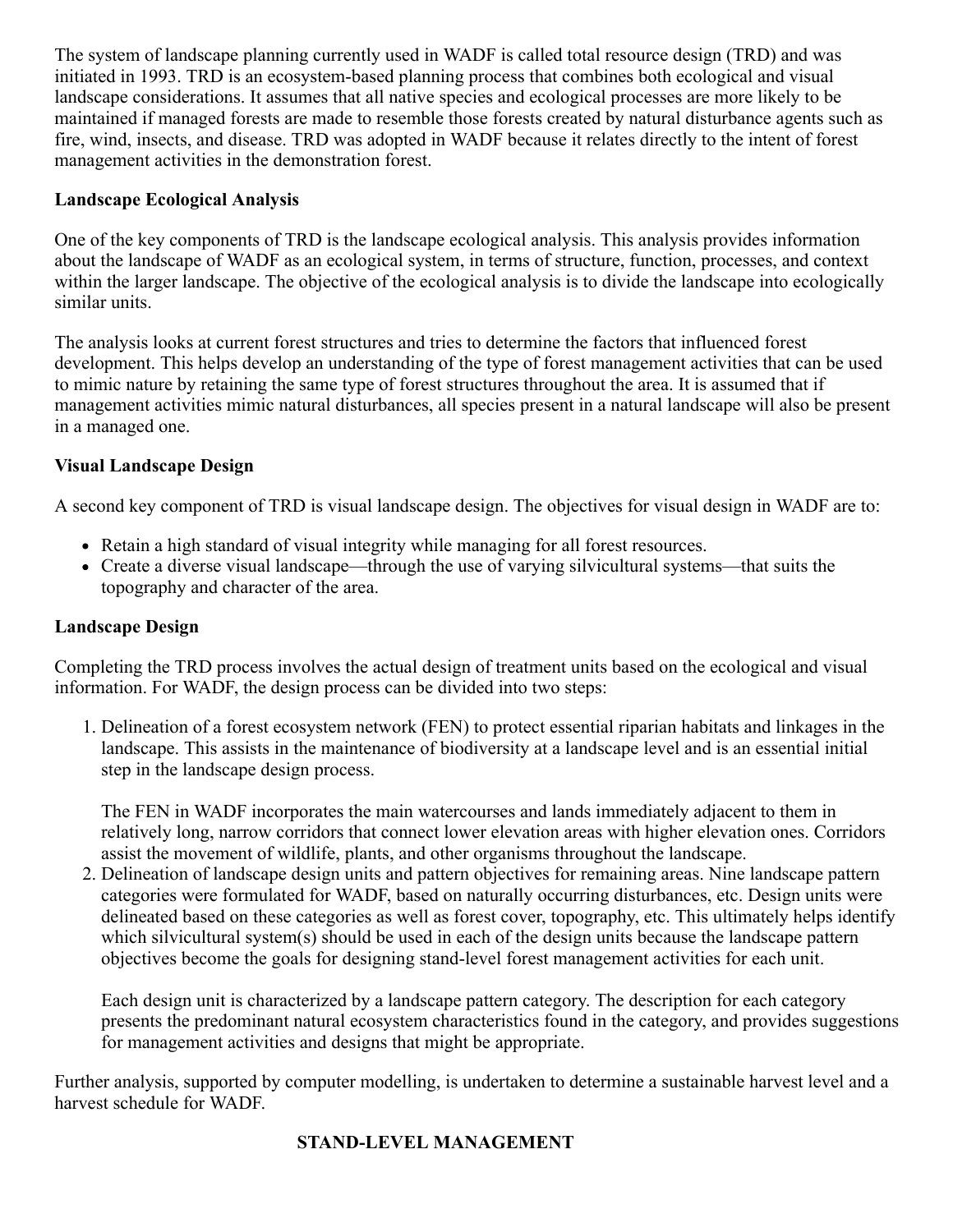The system of landscape planning currently used in WADF is called total resource design (TRD) and was initiated in 1993. TRD is an ecosystem-based planning process that combines both ecological and visual landscape considerations. It assumes that all native species and ecological processes are more likely to be maintained if managed forests are made to resemble those forests created by natural disturbance agents such as fire, wind, insects, and disease. TRD was adopted in WADF because it relates directly to the intent of forest management activities in the demonstration forest.

### Landscape Ecological Analysis

One of the key components of TRD is the landscape ecological analysis. This analysis provides information about the landscape of WADF as an ecological system, in terms of structure, function, processes, and context within the larger landscape. The objective of the ecological analysis is to divide the landscape into ecologically similar units.

The analysis looks at current forest structures and tries to determine the factors that influenced forest development. This helps develop an understanding of the type of forest management activities that can be used to mimic nature by retaining the same type of forest structures throughout the area. It is assumed that if management activities mimic natural disturbances, all species present in a natural landscape will also be present in a managed one.

### Visual Landscape Design

A second key component of TRD is visual landscape design. The objectives for visual design in WADF are to:

- Retain a high standard of visual integrity while managing for all forest resources.
- Create a diverse visual landscape—through the use of varying silvicultural systems—that suits the topography and character of the area.

### Landscape Design

Completing the TRD process involves the actual design of treatment units based on the ecological and visual information. For WADF, the design process can be divided into two steps:

1. Delineation of a forest ecosystem network (FEN) to protect essential riparian habitats and linkages in the landscape. This assists in the maintenance of biodiversity at a landscape level and is an essential initial step in the landscape design process.

   The FEN in WADF incorporates the main watercourses and lands immediately adjacent to them in relatively long, narrow corridors that connect lower elevation areas with higher elevation ones. Corridors assist the movement of wildlife, plants, and other organisms throughout the landscape.
2. Delineation of landscape design units and pattern objectives for remaining areas. Nine landscape pattern categories were formulated for WADF, based on naturally occurring disturbances, etc. Design units were delineated based on these categories as well as forest cover, topography, etc. This ultimately helps identify which silvicultural system(s) should be used in each of the design units because the landscape pattern objectives become the goals for designing stand-level forest management activities for each unit.

   Each design unit is characterized by a landscape pattern category. The description for each category presents the predominant natural ecosystem characteristics found in the category, and provides suggestions for management activities and designs that might be appropriate.

Further analysis, supported by computer modelling, is undertaken to determine a sustainable harvest level and a harvest schedule for WADF.

## STAND-LEVEL MANAGEMENT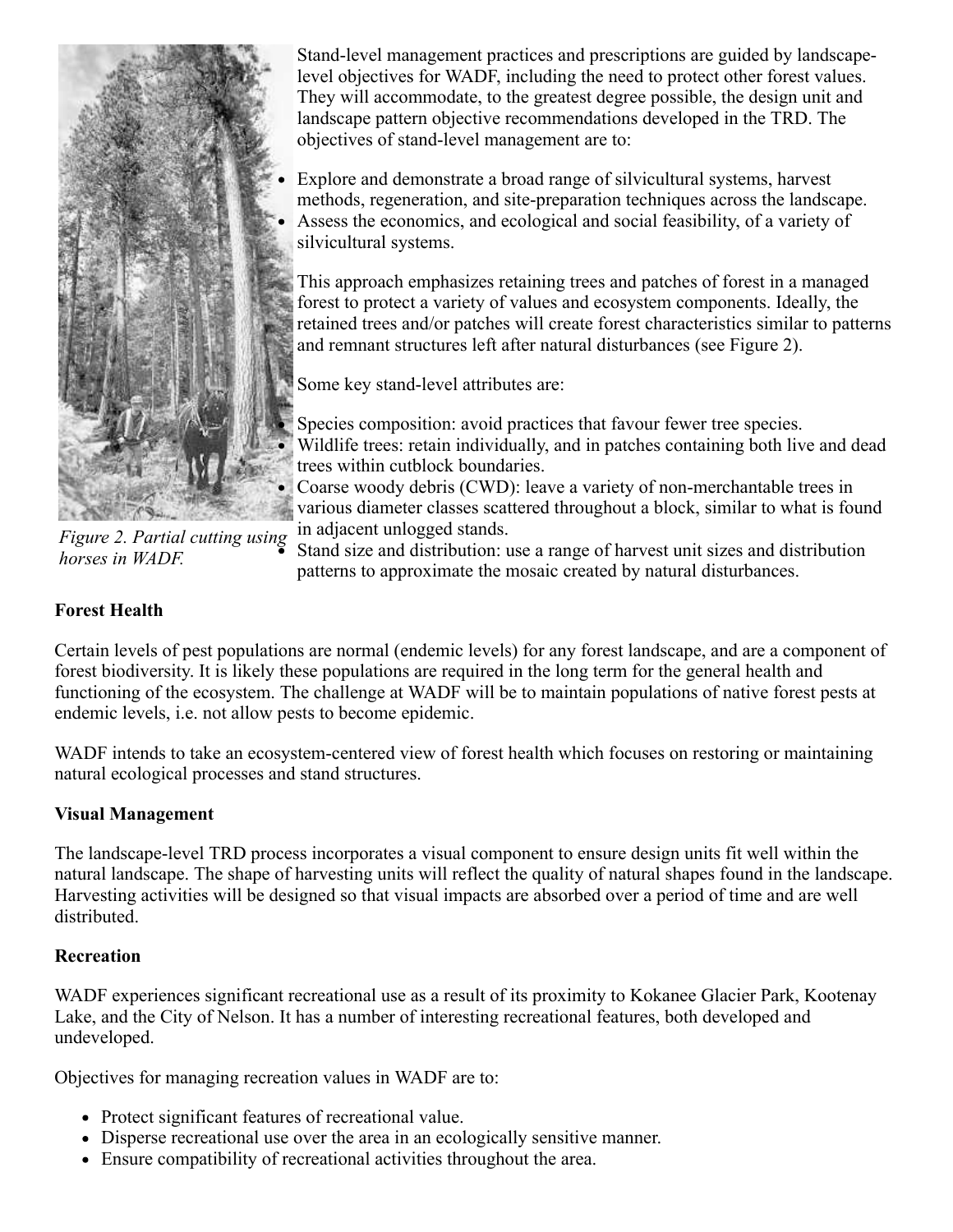Stand-level management practices and prescriptions are guided by landscape-level objectives for WADF, including the need to protect other forest values. They will accommodate, to the greatest degree possible, the design unit and landscape pattern objective recommendations developed in the TRD. The objectives of stand-level management are to:

- Explore and demonstrate a broad range of silvicultural systems, harvest methods, regeneration, and site-preparation techniques across the landscape.
- Assess the economics, and ecological and social feasibility, of a variety of silvicultural systems.

This approach emphasizes retaining trees and patches of forest in a managed forest to protect a variety of values and ecosystem components. Ideally, the retained trees and/or patches will create forest characteristics similar to patterns and remnant structures left after natural disturbances (see Figure 2).

Some key stand-level attributes are:

- Species composition: avoid practices that favour fewer tree species.
- Wildlife trees: retain individually, and in patches containing both live and dead trees within cutblock boundaries.
- Coarse woody debris (CWD): leave a variety of non-merchantable trees in various diameter classes scattered throughout a block, similar to what is found in adjacent unlogged stands.
- Stand size and distribution: use a range of harvest unit sizes and distribution patterns to approximate the mosaic created by natural disturbances.

*Figure 2. Partial cutting using horses in WADF.*

**Forest Health**

Certain levels of pest populations are normal (endemic levels) for any forest landscape, and are a component of forest biodiversity. It is likely these populations are required in the long term for the general health and functioning of the ecosystem. The challenge at WADF will be to maintain populations of native forest pests at endemic levels, i.e. not allow pests to become epidemic.

WADF intends to take an ecosystem-centered view of forest health which focuses on restoring or maintaining natural ecological processes and stand structures.

**Visual Management**

The landscape-level TRD process incorporates a visual component to ensure design units fit well within the natural landscape. The shape of harvesting units will reflect the quality of natural shapes found in the landscape. Harvesting activities will be designed so that visual impacts are absorbed over a period of time and are well distributed.

**Recreation**

WADF experiences significant recreational use as a result of its proximity to Kokanee Glacier Park, Kootenay Lake, and the City of Nelson. It has a number of interesting recreational features, both developed and undeveloped.

Objectives for managing recreation values in WADF are to:

- Protect significant features of recreational value.
- Disperse recreational use over the area in an ecologically sensitive manner.
- Ensure compatibility of recreational activities throughout the area.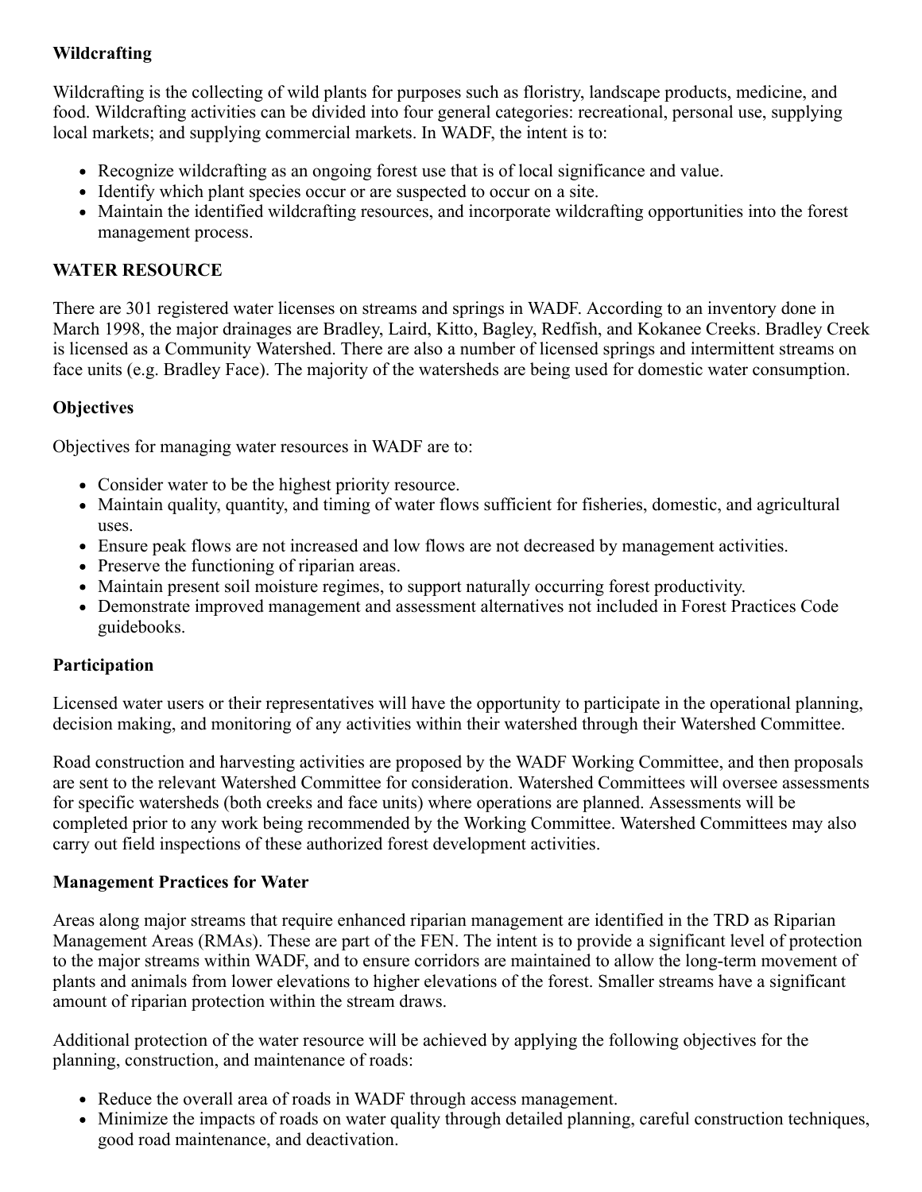### Wildcrafting

Wildcrafting is the collecting of wild plants for purposes such as floristry, landscape products, medicine, and food. Wildcrafting activities can be divided into four general categories: recreational, personal use, supplying local markets; and supplying commercial markets. In WADF, the intent is to:

- Recognize wildcrafting as an ongoing forest use that is of local significance and value.
- Identify which plant species occur or are suspected to occur on a site.
- Maintain the identified wildcrafting resources, and incorporate wildcrafting opportunities into the forest management process.

## WATER RESOURCE

There are 301 registered water licenses on streams and springs in WADF. According to an inventory done in March 1998, the major drainages are Bradley, Laird, Kitto, Bagley, Redfish, and Kokanee Creeks. Bradley Creek is licensed as a Community Watershed. There are also a number of licensed springs and intermittent streams on face units (e.g. Bradley Face). The majority of the watersheds are being used for domestic water consumption.

### Objectives

Objectives for managing water resources in WADF are to:

- Consider water to be the highest priority resource.
- Maintain quality, quantity, and timing of water flows sufficient for fisheries, domestic, and agricultural uses.
- Ensure peak flows are not increased and low flows are not decreased by management activities.
- Preserve the functioning of riparian areas.
- Maintain present soil moisture regimes, to support naturally occurring forest productivity.
- Demonstrate improved management and assessment alternatives not included in Forest Practices Code guidebooks.

### Participation

Licensed water users or their representatives will have the opportunity to participate in the operational planning, decision making, and monitoring of any activities within their watershed through their Watershed Committee.

Road construction and harvesting activities are proposed by the WADF Working Committee, and then proposals are sent to the relevant Watershed Committee for consideration. Watershed Committees will oversee assessments for specific watersheds (both creeks and face units) where operations are planned. Assessments will be completed prior to any work being recommended by the Working Committee. Watershed Committees may also carry out field inspections of these authorized forest development activities.

### Management Practices for Water

Areas along major streams that require enhanced riparian management are identified in the TRD as Riparian Management Areas (RMAs). These are part of the FEN. The intent is to provide a significant level of protection to the major streams within WADF, and to ensure corridors are maintained to allow the long-term movement of plants and animals from lower elevations to higher elevations of the forest. Smaller streams have a significant amount of riparian protection within the stream draws.

Additional protection of the water resource will be achieved by applying the following objectives for the planning, construction, and maintenance of roads:

- Reduce the overall area of roads in WADF through access management.
- Minimize the impacts of roads on water quality through detailed planning, careful construction techniques, good road maintenance, and deactivation.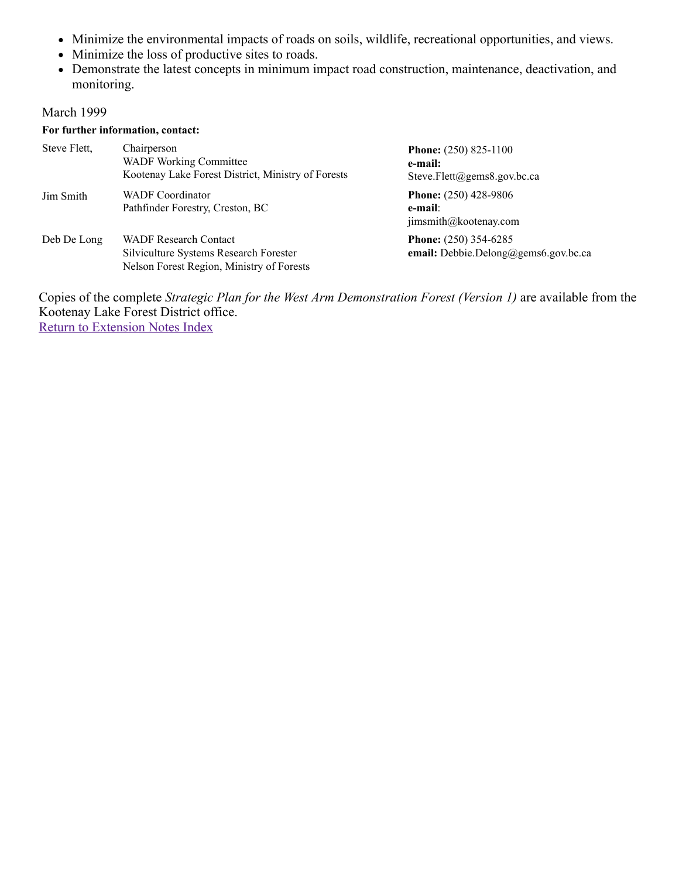- Minimize the environmental impacts of roads on soils, wildlife, recreational opportunities, and views.
- Minimize the loss of productive sites to roads.
- Demonstrate the latest concepts in minimum impact road construction, maintenance, deactivation, and monitoring.

March 1999

**For further information, contact:**

| | | |
|---|---|---|
| Steve Flett, | Chairperson<br>WADF Working Committee<br>Kootenay Lake Forest District, Ministry of Forests | **Phone:** (250) 825-1100<br>**e-mail:**<br>Steve.Flett@gems8.gov.bc.ca |
| Jim Smith | WADF Coordinator<br>Pathfinder Forestry, Creston, BC | **Phone:** (250) 428-9806<br>**e-mail**:<br>jimsmith@kootenay.com |
| Deb De Long | WADF Research Contact<br>Silviculture Systems Research Forester<br>Nelson Forest Region, Ministry of Forests | **Phone:** (250) 354-6285<br>**email:** Debbie.Delong@gems6.gov.bc.ca |

Copies of the complete *Strategic Plan for the West Arm Demonstration Forest (Version 1)* are available from the Kootenay Lake Forest District office.
Return to Extension Notes Index